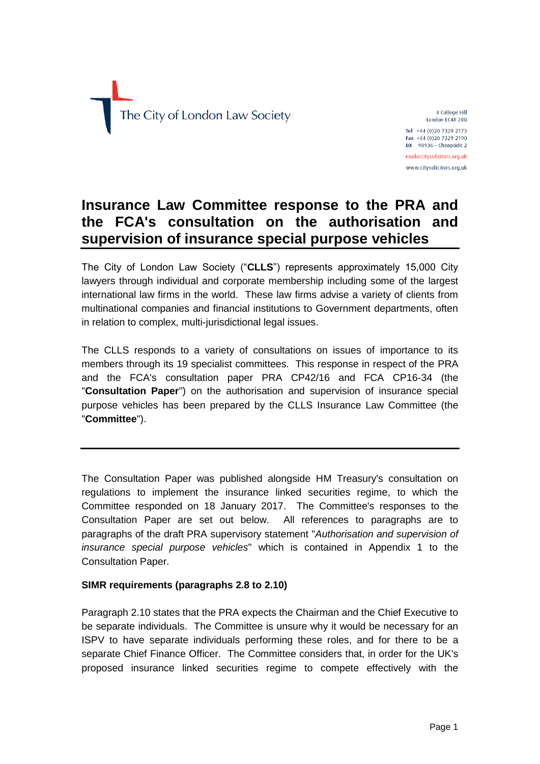The City of London Law Society

4 College Hill
London EC4R 2RB

Tel +44 (0)20 7329 2173
Fax +44 (0)20 7329 2190
DX 98936 – Cheapside 2

mail@citysolicitors.org.uk
www.citysolicitors.org.uk

# Insurance Law Committee response to the PRA and the FCA's consultation on the authorisation and supervision of insurance special purpose vehicles

The City of London Law Society ("**CLLS**") represents approximately 15,000 City lawyers through individual and corporate membership including some of the largest international law firms in the world. These law firms advise a variety of clients from multinational companies and financial institutions to Government departments, often in relation to complex, multi-jurisdictional legal issues.

The CLLS responds to a variety of consultations on issues of importance to its members through its 19 specialist committees. This response in respect of the PRA and the FCA's consultation paper PRA CP42/16 and FCA CP16-34 (the "**Consultation Paper**") on the authorisation and supervision of insurance special purpose vehicles has been prepared by the CLLS Insurance Law Committee (the "**Committee**").

---

The Consultation Paper was published alongside HM Treasury's consultation on regulations to implement the insurance linked securities regime, to which the Committee responded on 18 January 2017. The Committee's responses to the Consultation Paper are set out below. All references to paragraphs are to paragraphs of the draft PRA supervisory statement "*Authorisation and supervision of insurance special purpose vehicles*" which is contained in Appendix 1 to the Consultation Paper.

**SIMR requirements (paragraphs 2.8 to 2.10)**

Paragraph 2.10 states that the PRA expects the Chairman and the Chief Executive to be separate individuals. The Committee is unsure why it would be necessary for an ISPV to have separate individuals performing these roles, and for there to be a separate Chief Finance Officer. The Committee considers that, in order for the UK's proposed insurance linked securities regime to compete effectively with the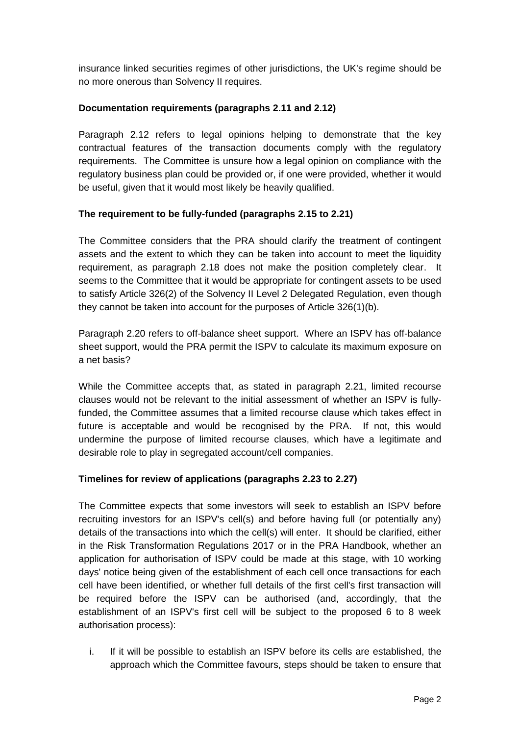insurance linked securities regimes of other jurisdictions, the UK's regime should be no more onerous than Solvency II requires.

**Documentation requirements (paragraphs 2.11 and 2.12)**

Paragraph 2.12 refers to legal opinions helping to demonstrate that the key contractual features of the transaction documents comply with the regulatory requirements. The Committee is unsure how a legal opinion on compliance with the regulatory business plan could be provided or, if one were provided, whether it would be useful, given that it would most likely be heavily qualified.

**The requirement to be fully-funded (paragraphs 2.15 to 2.21)**

The Committee considers that the PRA should clarify the treatment of contingent assets and the extent to which they can be taken into account to meet the liquidity requirement, as paragraph 2.18 does not make the position completely clear. It seems to the Committee that it would be appropriate for contingent assets to be used to satisfy Article 326(2) of the Solvency II Level 2 Delegated Regulation, even though they cannot be taken into account for the purposes of Article 326(1)(b).

Paragraph 2.20 refers to off-balance sheet support. Where an ISPV has off-balance sheet support, would the PRA permit the ISPV to calculate its maximum exposure on a net basis?

While the Committee accepts that, as stated in paragraph 2.21, limited recourse clauses would not be relevant to the initial assessment of whether an ISPV is fully-funded, the Committee assumes that a limited recourse clause which takes effect in future is acceptable and would be recognised by the PRA. If not, this would undermine the purpose of limited recourse clauses, which have a legitimate and desirable role to play in segregated account/cell companies.

**Timelines for review of applications (paragraphs 2.23 to 2.27)**

The Committee expects that some investors will seek to establish an ISPV before recruiting investors for an ISPV's cell(s) and before having full (or potentially any) details of the transactions into which the cell(s) will enter. It should be clarified, either in the Risk Transformation Regulations 2017 or in the PRA Handbook, whether an application for authorisation of ISPV could be made at this stage, with 10 working days' notice being given of the establishment of each cell once transactions for each cell have been identified, or whether full details of the first cell's first transaction will be required before the ISPV can be authorised (and, accordingly, that the establishment of an ISPV's first cell will be subject to the proposed 6 to 8 week authorisation process):

i. If it will be possible to establish an ISPV before its cells are established, the approach which the Committee favours, steps should be taken to ensure that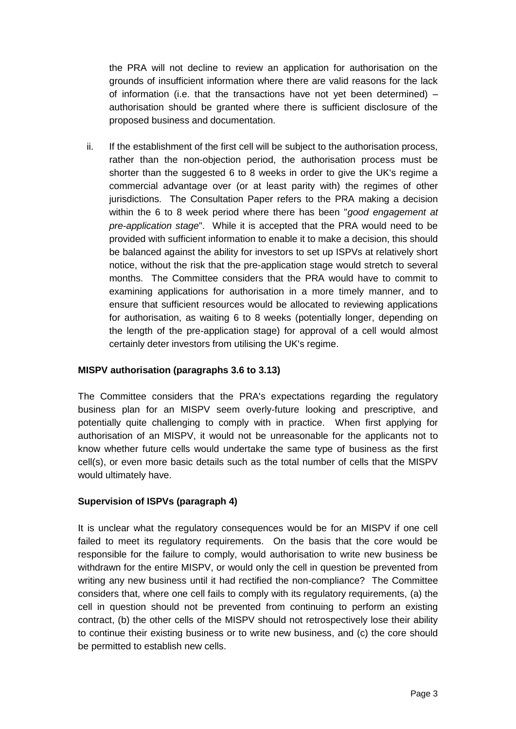the PRA will not decline to review an application for authorisation on the grounds of insufficient information where there are valid reasons for the lack of information (i.e. that the transactions have not yet been determined) – authorisation should be granted where there is sufficient disclosure of the proposed business and documentation.

ii. If the establishment of the first cell will be subject to the authorisation process, rather than the non-objection period, the authorisation process must be shorter than the suggested 6 to 8 weeks in order to give the UK's regime a commercial advantage over (or at least parity with) the regimes of other jurisdictions. The Consultation Paper refers to the PRA making a decision within the 6 to 8 week period where there has been "*good engagement at pre-application stage*". While it is accepted that the PRA would need to be provided with sufficient information to enable it to make a decision, this should be balanced against the ability for investors to set up ISPVs at relatively short notice, without the risk that the pre-application stage would stretch to several months. The Committee considers that the PRA would have to commit to examining applications for authorisation in a more timely manner, and to ensure that sufficient resources would be allocated to reviewing applications for authorisation, as waiting 6 to 8 weeks (potentially longer, depending on the length of the pre-application stage) for approval of a cell would almost certainly deter investors from utilising the UK's regime.

**MISPV authorisation (paragraphs 3.6 to 3.13)**

The Committee considers that the PRA's expectations regarding the regulatory business plan for an MISPV seem overly-future looking and prescriptive, and potentially quite challenging to comply with in practice. When first applying for authorisation of an MISPV, it would not be unreasonable for the applicants not to know whether future cells would undertake the same type of business as the first cell(s), or even more basic details such as the total number of cells that the MISPV would ultimately have.

**Supervision of ISPVs (paragraph 4)**

It is unclear what the regulatory consequences would be for an MISPV if one cell failed to meet its regulatory requirements. On the basis that the core would be responsible for the failure to comply, would authorisation to write new business be withdrawn for the entire MISPV, or would only the cell in question be prevented from writing any new business until it had rectified the non-compliance? The Committee considers that, where one cell fails to comply with its regulatory requirements, (a) the cell in question should not be prevented from continuing to perform an existing contract, (b) the other cells of the MISPV should not retrospectively lose their ability to continue their existing business or to write new business, and (c) the core should be permitted to establish new cells.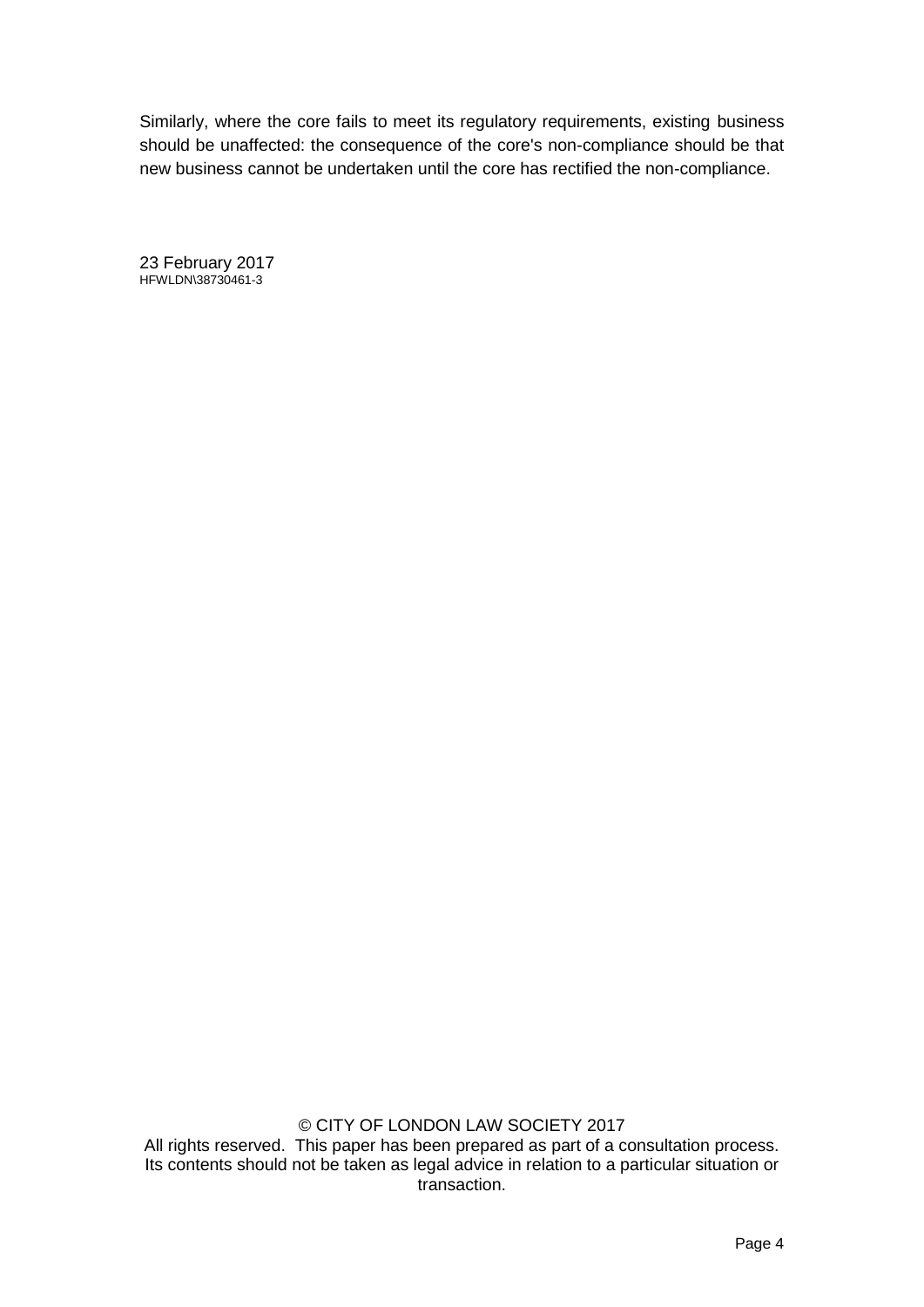Similarly, where the core fails to meet its regulatory requirements, existing business should be unaffected: the consequence of the core's non-compliance should be that new business cannot be undertaken until the core has rectified the non-compliance.

23 February 2017
HFWLDN\38730461-3

© CITY OF LONDON LAW SOCIETY 2017
All rights reserved. This paper has been prepared as part of a consultation process. Its contents should not be taken as legal advice in relation to a particular situation or transaction.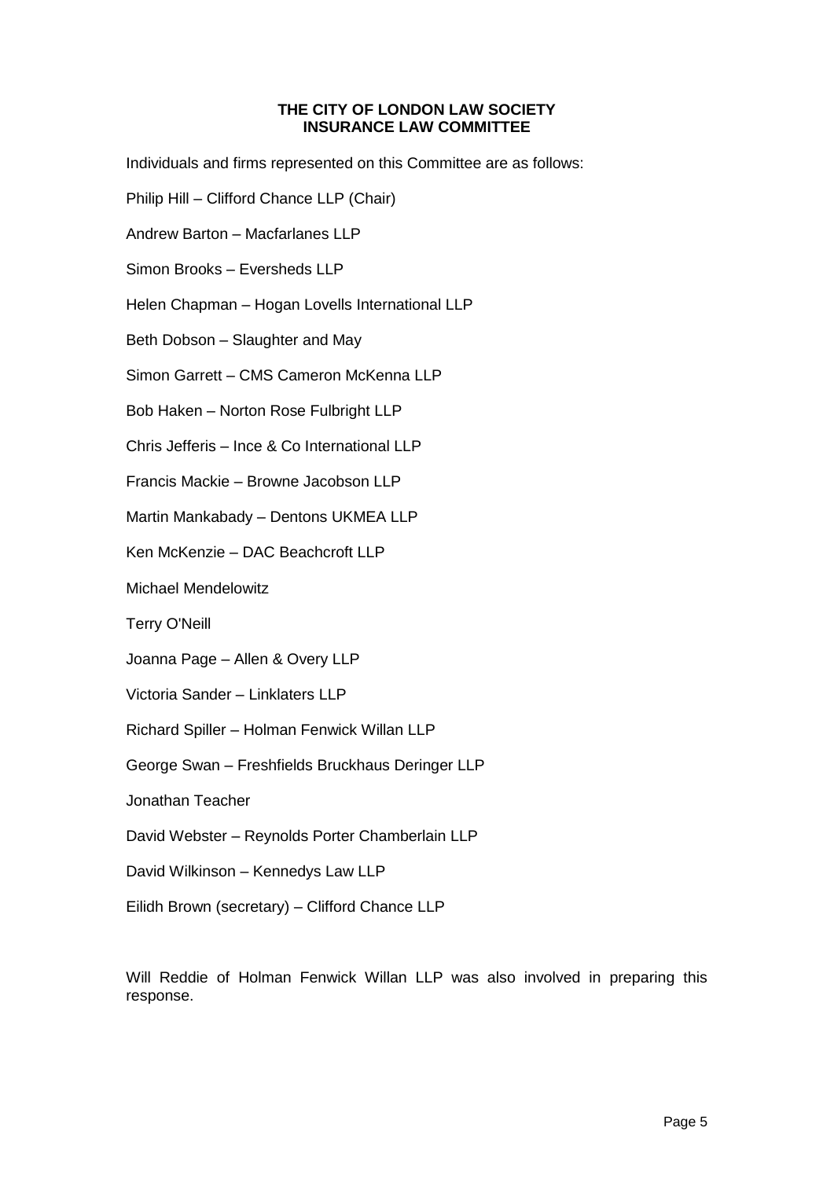**THE CITY OF LONDON LAW SOCIETY**
**INSURANCE LAW COMMITTEE**

Individuals and firms represented on this Committee are as follows:

Philip Hill – Clifford Chance LLP (Chair)

Andrew Barton – Macfarlanes LLP

Simon Brooks – Eversheds LLP

Helen Chapman – Hogan Lovells International LLP

Beth Dobson – Slaughter and May

Simon Garrett – CMS Cameron McKenna LLP

Bob Haken – Norton Rose Fulbright LLP

Chris Jefferis – Ince & Co International LLP

Francis Mackie – Browne Jacobson LLP

Martin Mankabady – Dentons UKMEA LLP

Ken McKenzie – DAC Beachcroft LLP

Michael Mendelowitz

Terry O'Neill

Joanna Page – Allen & Overy LLP

Victoria Sander – Linklaters LLP

Richard Spiller – Holman Fenwick Willan LLP

George Swan – Freshfields Bruckhaus Deringer LLP

Jonathan Teacher

David Webster – Reynolds Porter Chamberlain LLP

David Wilkinson – Kennedys Law LLP

Eilidh Brown (secretary) – Clifford Chance LLP

Will Reddie of Holman Fenwick Willan LLP was also involved in preparing this response.